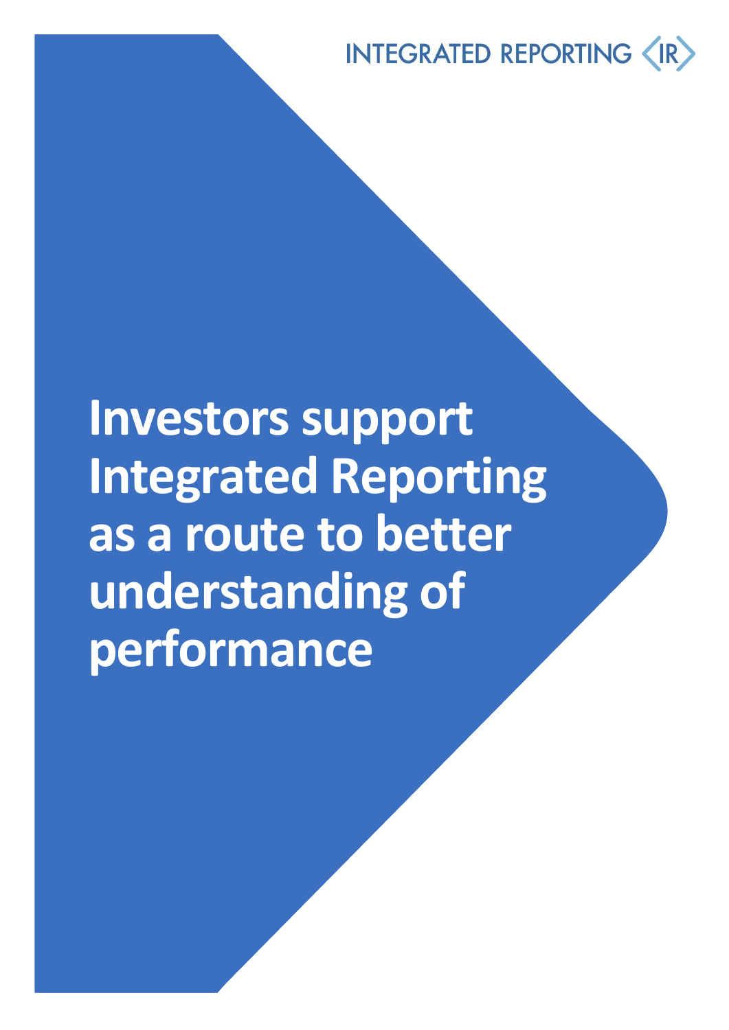INTEGRATED REPORTING <IR>

# Investors support Integrated Reporting as a route to better understanding of performance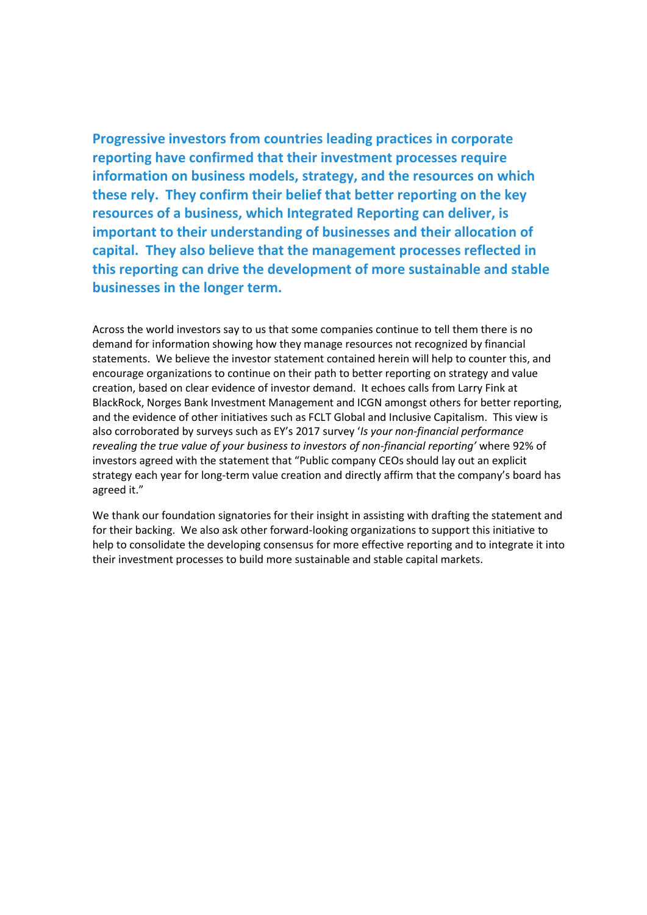**Progressive investors from countries leading practices in corporate reporting have confirmed that their investment processes require information on business models, strategy, and the resources on which these rely. They confirm their belief that better reporting on the key resources of a business, which Integrated Reporting can deliver, is important to their understanding of businesses and their allocation of capital. They also believe that the management processes reflected in this reporting can drive the development of more sustainable and stable businesses in the longer term.**

Across the world investors say to us that some companies continue to tell them there is no demand for information showing how they manage resources not recognized by financial statements. We believe the investor statement contained herein will help to counter this, and encourage organizations to continue on their path to better reporting on strategy and value creation, based on clear evidence of investor demand. It echoes calls from Larry Fink at BlackRock, Norges Bank Investment Management and ICGN amongst others for better reporting, and the evidence of other initiatives such as FCLT Global and Inclusive Capitalism. This view is also corroborated by surveys such as EY's 2017 survey '*Is your non-financial performance revealing the true value of your business to investors of non-financial reporting*' where 92% of investors agreed with the statement that "Public company CEOs should lay out an explicit strategy each year for long-term value creation and directly affirm that the company's board has agreed it."

We thank our foundation signatories for their insight in assisting with drafting the statement and for their backing. We also ask other forward-looking organizations to support this initiative to help to consolidate the developing consensus for more effective reporting and to integrate it into their investment processes to build more sustainable and stable capital markets.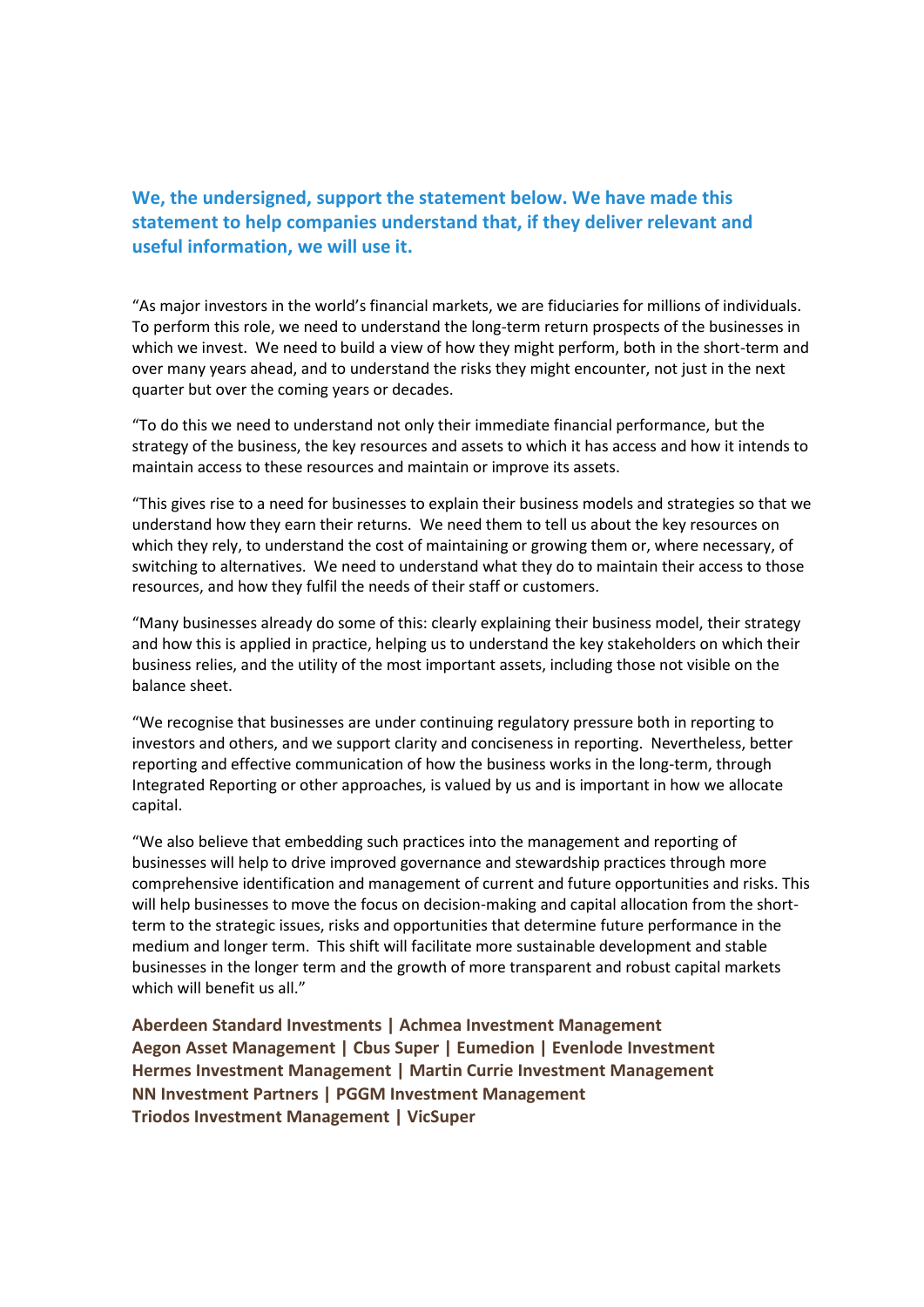**We, the undersigned, support the statement below. We have made this statement to help companies understand that, if they deliver relevant and useful information, we will use it.**

"As major investors in the world's financial markets, we are fiduciaries for millions of individuals. To perform this role, we need to understand the long-term return prospects of the businesses in which we invest. We need to build a view of how they might perform, both in the short-term and over many years ahead, and to understand the risks they might encounter, not just in the next quarter but over the coming years or decades.

"To do this we need to understand not only their immediate financial performance, but the strategy of the business, the key resources and assets to which it has access and how it intends to maintain access to these resources and maintain or improve its assets.

"This gives rise to a need for businesses to explain their business models and strategies so that we understand how they earn their returns. We need them to tell us about the key resources on which they rely, to understand the cost of maintaining or growing them or, where necessary, of switching to alternatives. We need to understand what they do to maintain their access to those resources, and how they fulfil the needs of their staff or customers.

"Many businesses already do some of this: clearly explaining their business model, their strategy and how this is applied in practice, helping us to understand the key stakeholders on which their business relies, and the utility of the most important assets, including those not visible on the balance sheet.

"We recognise that businesses are under continuing regulatory pressure both in reporting to investors and others, and we support clarity and conciseness in reporting. Nevertheless, better reporting and effective communication of how the business works in the long-term, through Integrated Reporting or other approaches, is valued by us and is important in how we allocate capital.

"We also believe that embedding such practices into the management and reporting of businesses will help to drive improved governance and stewardship practices through more comprehensive identification and management of current and future opportunities and risks. This will help businesses to move the focus on decision-making and capital allocation from the short-term to the strategic issues, risks and opportunities that determine future performance in the medium and longer term. This shift will facilitate more sustainable development and stable businesses in the longer term and the growth of more transparent and robust capital markets which will benefit us all."

**Aberdeen Standard Investments | Achmea Investment Management**
**Aegon Asset Management | Cbus Super | Eumedion | Evenlode Investment**
**Hermes Investment Management | Martin Currie Investment Management**
**NN Investment Partners | PGGM Investment Management**
**Triodos Investment Management | VicSuper**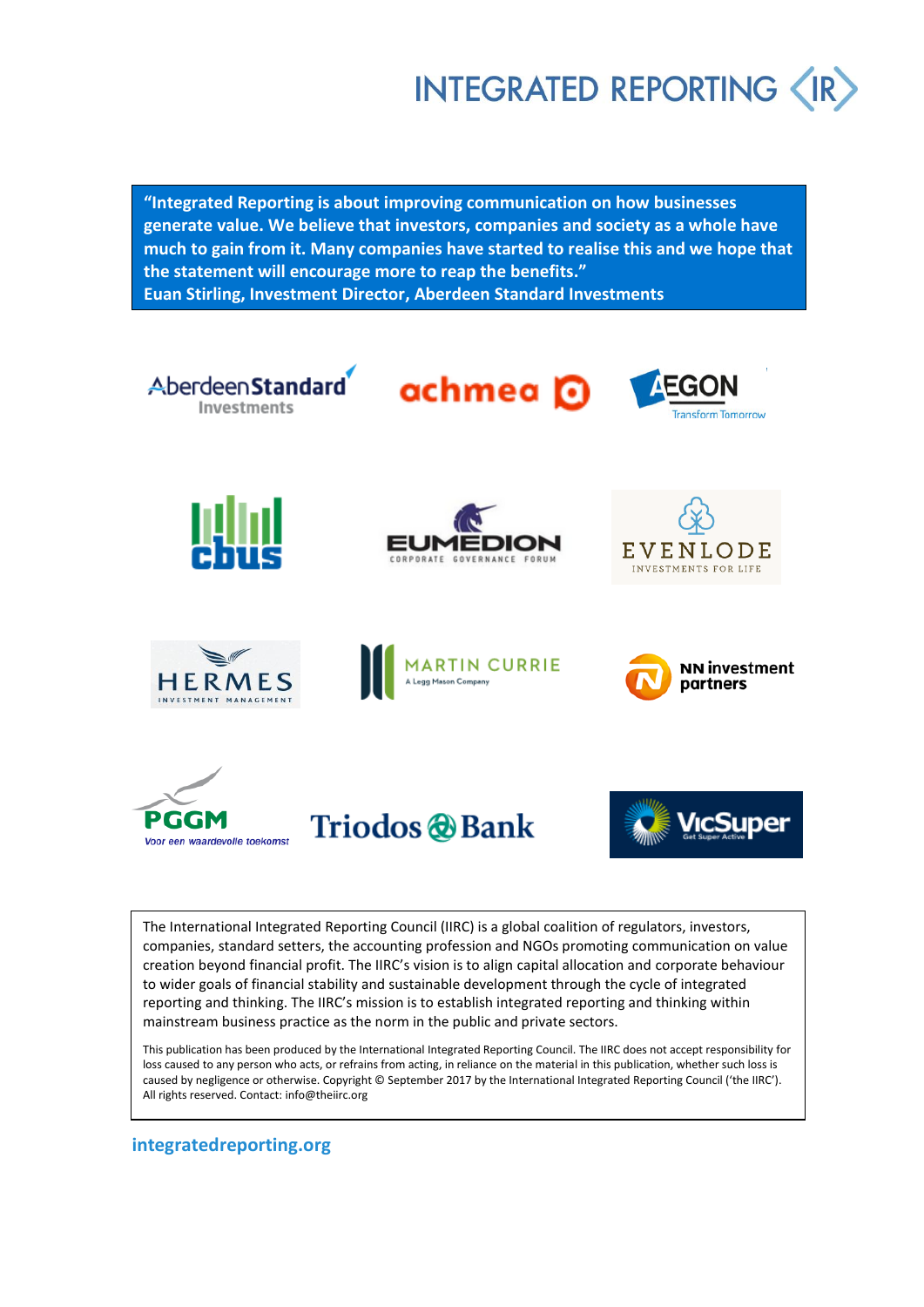# INTEGRATED REPORTING <IR>

**"Integrated Reporting is about improving communication on how businesses generate value. We believe that investors, companies and society as a whole have much to gain from it. Many companies have started to realise this and we hope that the statement will encourage more to reap the benefits."**
**Euan Stirling, Investment Director, Aberdeen Standard Investments**

Aberdeen Standard Investments

achmea

AEGON Transform Tomorrow

cbus

EUMEDION Corporate Governance Forum

EVENLODE Investments for Life

HERMES Investment Management

MARTIN CURRIE A Legg Mason Company

NN investment partners

PGGM Voor een waardevolle toekomst

Triodos Bank

VicSuper Get Super Active

The International Integrated Reporting Council (IIRC) is a global coalition of regulators, investors, companies, standard setters, the accounting profession and NGOs promoting communication on value creation beyond financial profit. The IIRC's vision is to align capital allocation and corporate behaviour to wider goals of financial stability and sustainable development through the cycle of integrated reporting and thinking. The IIRC's mission is to establish integrated reporting and thinking within mainstream business practice as the norm in the public and private sectors.

This publication has been produced by the International Integrated Reporting Council. The IIRC does not accept responsibility for loss caused to any person who acts, or refrains from acting, in reliance on the material in this publication, whether such loss is caused by negligence or otherwise. Copyright © September 2017 by the International Integrated Reporting Council ('the IIRC'). All rights reserved. Contact: info@theiirc.org

**integratedreporting.org**